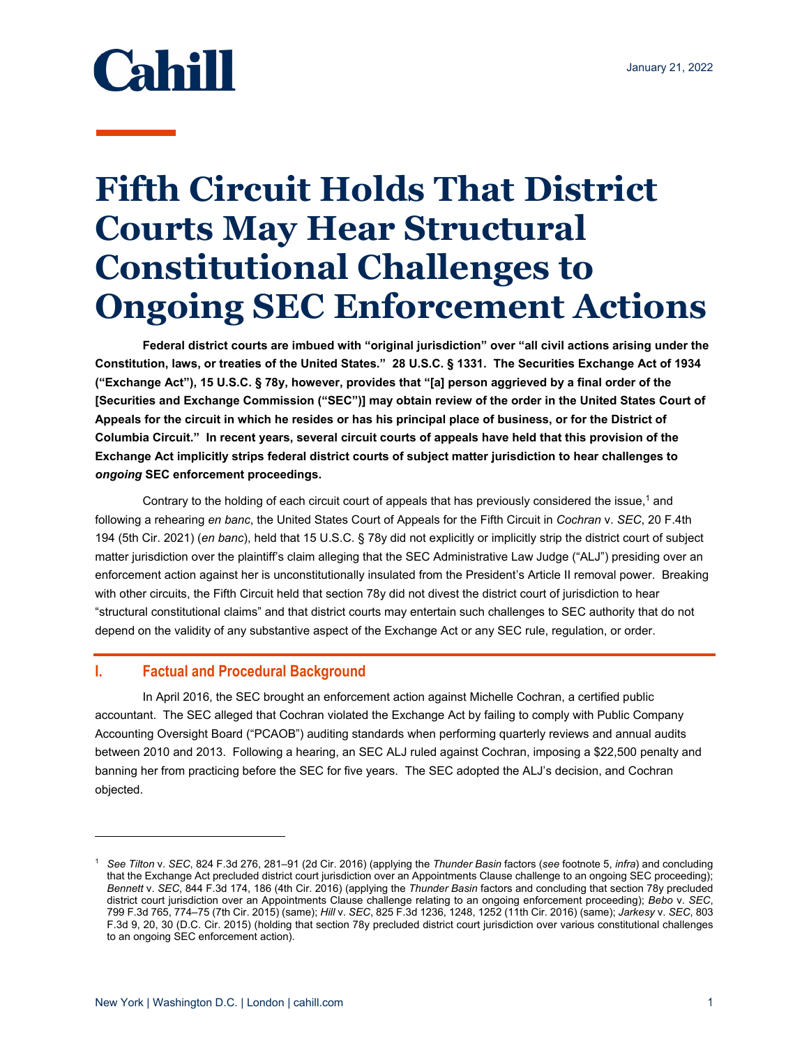Cahill

January 21, 2022

# Fifth Circuit Holds That District Courts May Hear Structural Constitutional Challenges to Ongoing SEC Enforcement Actions

**Federal district courts are imbued with "original jurisdiction" over "all civil actions arising under the Constitution, laws, or treaties of the United States." 28 U.S.C. § 1331. The Securities Exchange Act of 1934 ("Exchange Act"), 15 U.S.C. § 78y, however, provides that "[a] person aggrieved by a final order of the [Securities and Exchange Commission ("SEC")] may obtain review of the order in the United States Court of Appeals for the circuit in which he resides or has his principal place of business, or for the District of Columbia Circuit." In recent years, several circuit courts of appeals have held that this provision of the Exchange Act implicitly strips federal district courts of subject matter jurisdiction to hear challenges to *ongoing* SEC enforcement proceedings.**

Contrary to the holding of each circuit court of appeals that has previously considered the issue,[1] and following a rehearing *en banc*, the United States Court of Appeals for the Fifth Circuit in *Cochran* v. *SEC*, 20 F.4th 194 (5th Cir. 2021) (*en banc*), held that 15 U.S.C. § 78y did not explicitly or implicitly strip the district court of subject matter jurisdiction over the plaintiff's claim alleging that the SEC Administrative Law Judge ("ALJ") presiding over an enforcement action against her is unconstitutionally insulated from the President's Article II removal power. Breaking with other circuits, the Fifth Circuit held that section 78y did not divest the district court of jurisdiction to hear "structural constitutional claims" and that district courts may entertain such challenges to SEC authority that do not depend on the validity of any substantive aspect of the Exchange Act or any SEC rule, regulation, or order.

## I. Factual and Procedural Background

In April 2016, the SEC brought an enforcement action against Michelle Cochran, a certified public accountant. The SEC alleged that Cochran violated the Exchange Act by failing to comply with Public Company Accounting Oversight Board ("PCAOB") auditing standards when performing quarterly reviews and annual audits between 2010 and 2013. Following a hearing, an SEC ALJ ruled against Cochran, imposing a $22,500 penalty and banning her from practicing before the SEC for five years. The SEC adopted the ALJ's decision, and Cochran objected.

---

[1] *See Tilton* v. *SEC*, 824 F.3d 276, 281–91 (2d Cir. 2016) (applying the *Thunder Basin* factors (*see* footnote 5, *infra*) and concluding that the Exchange Act precluded district court jurisdiction over an Appointments Clause challenge to an ongoing SEC proceeding); *Bennett* v. *SEC*, 844 F.3d 174, 186 (4th Cir. 2016) (applying the *Thunder Basin* factors and concluding that section 78y precluded district court jurisdiction over an Appointments Clause challenge relating to an ongoing enforcement proceeding); *Bebo* v. *SEC*, 799 F.3d 765, 774–75 (7th Cir. 2015) (same); *Hill* v. *SEC*, 825 F.3d 1236, 1248, 1252 (11th Cir. 2016) (same); *Jarkesy* v. *SEC*, 803 F.3d 9, 20, 30 (D.C. Cir. 2015) (holding that section 78y precluded district court jurisdiction over various constitutional challenges to an ongoing SEC enforcement action).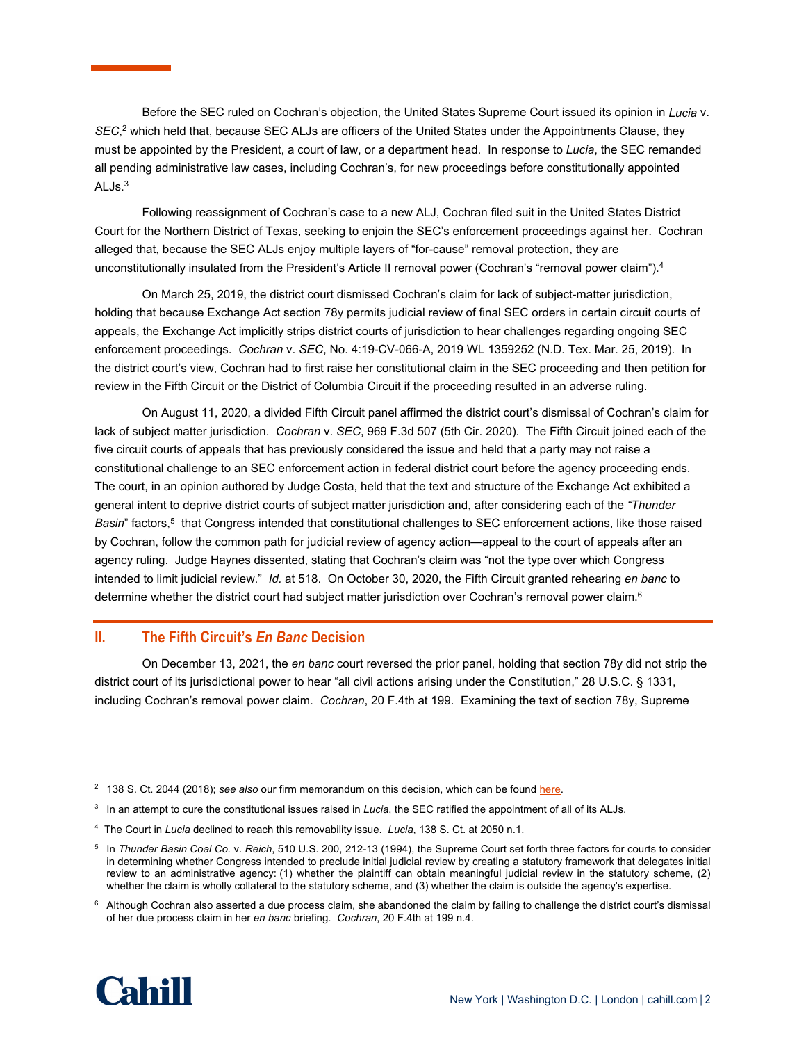Before the SEC ruled on Cochran's objection, the United States Supreme Court issued its opinion in *Lucia* v. *SEC*,[2] which held that, because SEC ALJs are officers of the United States under the Appointments Clause, they must be appointed by the President, a court of law, or a department head. In response to *Lucia*, the SEC remanded all pending administrative law cases, including Cochran's, for new proceedings before constitutionally appointed ALJs.[3]

Following reassignment of Cochran's case to a new ALJ, Cochran filed suit in the United States District Court for the Northern District of Texas, seeking to enjoin the SEC's enforcement proceedings against her. Cochran alleged that, because the SEC ALJs enjoy multiple layers of "for-cause" removal protection, they are unconstitutionally insulated from the President's Article II removal power (Cochran's "removal power claim").[4]

On March 25, 2019, the district court dismissed Cochran's claim for lack of subject-matter jurisdiction, holding that because Exchange Act section 78y permits judicial review of final SEC orders in certain circuit courts of appeals, the Exchange Act implicitly strips district courts of jurisdiction to hear challenges regarding ongoing SEC enforcement proceedings. *Cochran* v. *SEC*, No. 4:19-CV-066-A, 2019 WL 1359252 (N.D. Tex. Mar. 25, 2019). In the district court's view, Cochran had to first raise her constitutional claim in the SEC proceeding and then petition for review in the Fifth Circuit or the District of Columbia Circuit if the proceeding resulted in an adverse ruling.

On August 11, 2020, a divided Fifth Circuit panel affirmed the district court's dismissal of Cochran's claim for lack of subject matter jurisdiction. *Cochran* v. *SEC*, 969 F.3d 507 (5th Cir. 2020). The Fifth Circuit joined each of the five circuit courts of appeals that has previously considered the issue and held that a party may not raise a constitutional challenge to an SEC enforcement action in federal district court before the agency proceeding ends. The court, in an opinion authored by Judge Costa, held that the text and structure of the Exchange Act exhibited a general intent to deprive district courts of subject matter jurisdiction and, after considering each of the *"Thunder Basin*" factors,[5] that Congress intended that constitutional challenges to SEC enforcement actions, like those raised by Cochran, follow the common path for judicial review of agency action—appeal to the court of appeals after an agency ruling. Judge Haynes dissented, stating that Cochran's claim was "not the type over which Congress intended to limit judicial review." *Id.* at 518. On October 30, 2020, the Fifth Circuit granted rehearing *en banc* to determine whether the district court had subject matter jurisdiction over Cochran's removal power claim.[6]

## II. The Fifth Circuit's *En Banc* Decision

On December 13, 2021, the *en banc* court reversed the prior panel, holding that section 78y did not strip the district court of its jurisdictional power to hear "all civil actions arising under the Constitution," 28 U.S.C. § 1331, including Cochran's removal power claim. *Cochran*, 20 F.4th at 199. Examining the text of section 78y, Supreme

---

[2] 138 S. Ct. 2044 (2018); *see also* our firm memorandum on this decision, which can be found here.

[3] In an attempt to cure the constitutional issues raised in *Lucia*, the SEC ratified the appointment of all of its ALJs.

[4] The Court in *Lucia* declined to reach this removability issue. *Lucia*, 138 S. Ct. at 2050 n.1.

[5] In *Thunder Basin Coal Co.* v. *Reich*, 510 U.S. 200, 212-13 (1994), the Supreme Court set forth three factors for courts to consider in determining whether Congress intended to preclude initial judicial review by creating a statutory framework that delegates initial review to an administrative agency: (1) whether the plaintiff can obtain meaningful judicial review in the statutory scheme, (2) whether the claim is wholly collateral to the statutory scheme, and (3) whether the claim is outside the agency's expertise.

[6] Although Cochran also asserted a due process claim, she abandoned the claim by failing to challenge the district court's dismissal of her due process claim in her *en banc* briefing. *Cochran*, 20 F.4th at 199 n.4.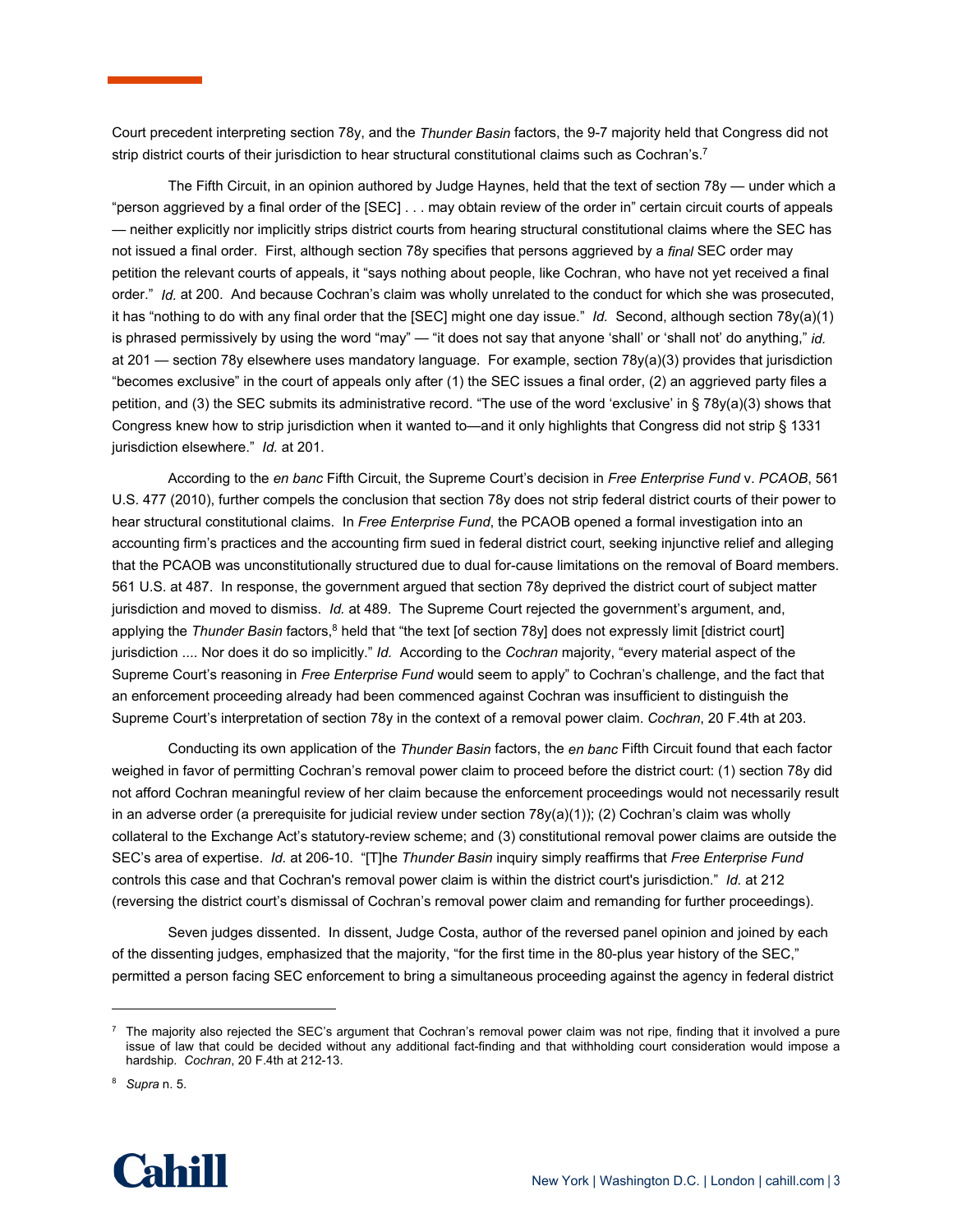Court precedent interpreting section 78y, and the *Thunder Basin* factors, the 9-7 majority held that Congress did not strip district courts of their jurisdiction to hear structural constitutional claims such as Cochran's.[7]

The Fifth Circuit, in an opinion authored by Judge Haynes, held that the text of section 78y — under which a "person aggrieved by a final order of the [SEC] . . . may obtain review of the order in" certain circuit courts of appeals — neither explicitly nor implicitly strips district courts from hearing structural constitutional claims where the SEC has not issued a final order. First, although section 78y specifies that persons aggrieved by a *final* SEC order may petition the relevant courts of appeals, it "says nothing about people, like Cochran, who have not yet received a final order." *Id.* at 200. And because Cochran's claim was wholly unrelated to the conduct for which she was prosecuted, it has "nothing to do with any final order that the [SEC] might one day issue." *Id.* Second, although section 78y(a)(1) is phrased permissively by using the word "may" — "it does not say that anyone 'shall' or 'shall not' do anything," *id.* at 201 — section 78y elsewhere uses mandatory language. For example, section 78y(a)(3) provides that jurisdiction "becomes exclusive" in the court of appeals only after (1) the SEC issues a final order, (2) an aggrieved party files a petition, and (3) the SEC submits its administrative record. "The use of the word 'exclusive' in § 78y(a)(3) shows that Congress knew how to strip jurisdiction when it wanted to—and it only highlights that Congress did not strip § 1331 jurisdiction elsewhere." *Id.* at 201.

According to the *en banc* Fifth Circuit, the Supreme Court's decision in *Free Enterprise Fund* v. *PCAOB*, 561 U.S. 477 (2010), further compels the conclusion that section 78y does not strip federal district courts of their power to hear structural constitutional claims. In *Free Enterprise Fund*, the PCAOB opened a formal investigation into an accounting firm's practices and the accounting firm sued in federal district court, seeking injunctive relief and alleging that the PCAOB was unconstitutionally structured due to dual for-cause limitations on the removal of Board members. 561 U.S. at 487. In response, the government argued that section 78y deprived the district court of subject matter jurisdiction and moved to dismiss. *Id.* at 489. The Supreme Court rejected the government's argument, and, applying the *Thunder Basin* factors,[8] held that "the text [of section 78y] does not expressly limit [district court] jurisdiction .... Nor does it do so implicitly." *Id.* According to the *Cochran* majority, "every material aspect of the Supreme Court's reasoning in *Free Enterprise Fund* would seem to apply" to Cochran's challenge, and the fact that an enforcement proceeding already had been commenced against Cochran was insufficient to distinguish the Supreme Court's interpretation of section 78y in the context of a removal power claim. *Cochran*, 20 F.4th at 203.

Conducting its own application of the *Thunder Basin* factors, the *en banc* Fifth Circuit found that each factor weighed in favor of permitting Cochran's removal power claim to proceed before the district court: (1) section 78y did not afford Cochran meaningful review of her claim because the enforcement proceedings would not necessarily result in an adverse order (a prerequisite for judicial review under section 78y(a)(1)); (2) Cochran's claim was wholly collateral to the Exchange Act's statutory-review scheme; and (3) constitutional removal power claims are outside the SEC's area of expertise. *Id.* at 206-10. "[T]he *Thunder Basin* inquiry simply reaffirms that *Free Enterprise Fund* controls this case and that Cochran's removal power claim is within the district court's jurisdiction." *Id.* at 212 (reversing the district court's dismissal of Cochran's removal power claim and remanding for further proceedings).

Seven judges dissented. In dissent, Judge Costa, author of the reversed panel opinion and joined by each of the dissenting judges, emphasized that the majority, "for the first time in the 80-plus year history of the SEC," permitted a person facing SEC enforcement to bring a simultaneous proceeding against the agency in federal district

---

[7] The majority also rejected the SEC's argument that Cochran's removal power claim was not ripe, finding that it involved a pure issue of law that could be decided without any additional fact-finding and that withholding court consideration would impose a hardship. *Cochran*, 20 F.4th at 212-13.

[8] *Supra* n. 5.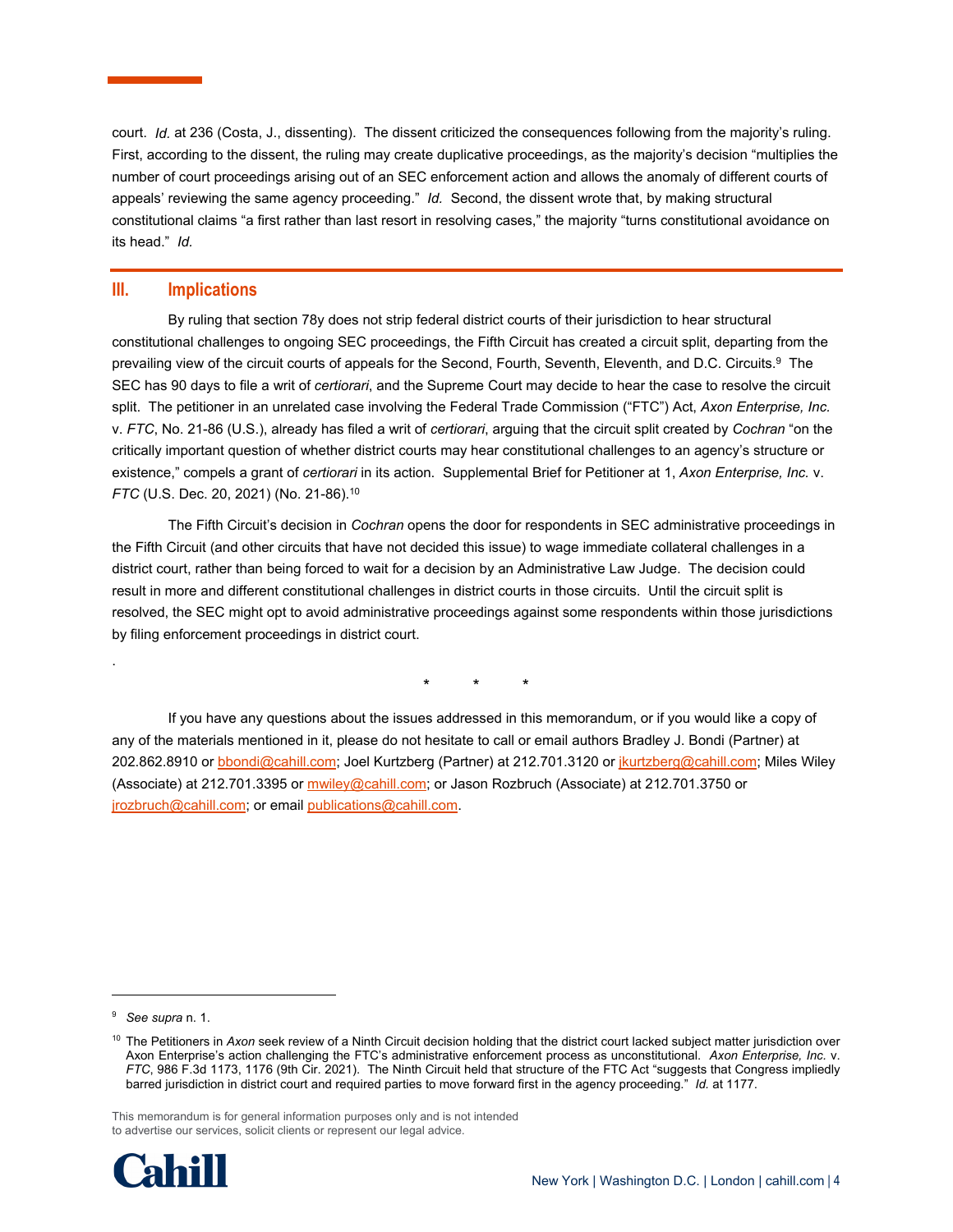court. *Id.* at 236 (Costa, J., dissenting). The dissent criticized the consequences following from the majority's ruling. First, according to the dissent, the ruling may create duplicative proceedings, as the majority's decision "multiplies the number of court proceedings arising out of an SEC enforcement action and allows the anomaly of different courts of appeals' reviewing the same agency proceeding." *Id.* Second, the dissent wrote that, by making structural constitutional claims "a first rather than last resort in resolving cases," the majority "turns constitutional avoidance on its head." *Id.*

## III. Implications

By ruling that section 78y does not strip federal district courts of their jurisdiction to hear structural constitutional challenges to ongoing SEC proceedings, the Fifth Circuit has created a circuit split, departing from the prevailing view of the circuit courts of appeals for the Second, Fourth, Seventh, Eleventh, and D.C. Circuits.[9] The SEC has 90 days to file a writ of *certiorari*, and the Supreme Court may decide to hear the case to resolve the circuit split. The petitioner in an unrelated case involving the Federal Trade Commission ("FTC") Act, *Axon Enterprise, Inc.* v. *FTC*, No. 21-86 (U.S.), already has filed a writ of *certiorari*, arguing that the circuit split created by *Cochran* "on the critically important question of whether district courts may hear constitutional challenges to an agency's structure or existence," compels a grant of *certiorari* in its action. Supplemental Brief for Petitioner at 1, *Axon Enterprise, Inc.* v. *FTC* (U.S. Dec. 20, 2021) (No. 21-86).[10]

The Fifth Circuit's decision in *Cochran* opens the door for respondents in SEC administrative proceedings in the Fifth Circuit (and other circuits that have not decided this issue) to wage immediate collateral challenges in a district court, rather than being forced to wait for a decision by an Administrative Law Judge. The decision could result in more and different constitutional challenges in district courts in those circuits. Until the circuit split is resolved, the SEC might opt to avoid administrative proceedings against some respondents within those jurisdictions by filing enforcement proceedings in district court.

.

\* \* \*

If you have any questions about the issues addressed in this memorandum, or if you would like a copy of any of the materials mentioned in it, please do not hesitate to call or email authors Bradley J. Bondi (Partner) at 202.862.8910 or bbondi@cahill.com; Joel Kurtzberg (Partner) at 212.701.3120 or jkurtzberg@cahill.com; Miles Wiley (Associate) at 212.701.3395 or mwiley@cahill.com; or Jason Rozbruch (Associate) at 212.701.3750 or jrozbruch@cahill.com; or email publications@cahill.com.

---

[9] *See supra* n. 1.

[10] The Petitioners in *Axon* seek review of a Ninth Circuit decision holding that the district court lacked subject matter jurisdiction over Axon Enterprise's action challenging the FTC's administrative enforcement process as unconstitutional. *Axon Enterprise, Inc.* v. *FTC*, 986 F.3d 1173, 1176 (9th Cir. 2021). The Ninth Circuit held that structure of the FTC Act "suggests that Congress impliedly barred jurisdiction in district court and required parties to move forward first in the agency proceeding." *Id.* at 1177.

This memorandum is for general information purposes only and is not intended to advertise our services, solicit clients or represent our legal advice.